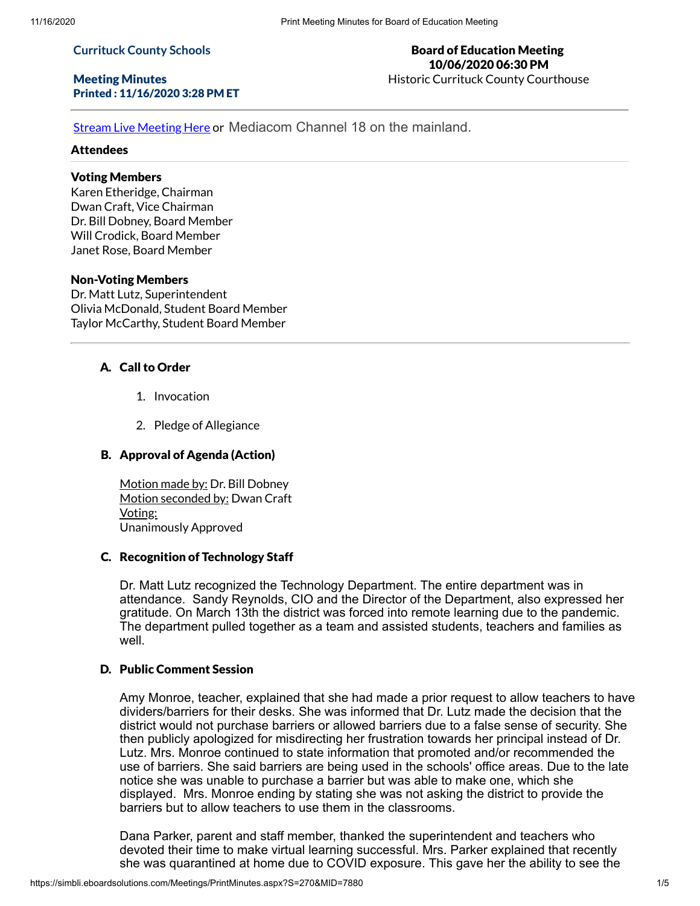**Currituck County Schools**

**Meeting Minutes**
**Printed : 11/16/2020 3:28 PM ET**

**Board of Education Meeting**
**10/06/2020 06:30 PM**
Historic Currituck County Courthouse

---

Stream Live Meeting Here or Mediacom Channel 18 on the mainland.

### Attendees

**Voting Members**
Karen Etheridge, Chairman
Dwan Craft, Vice Chairman
Dr. Bill Dobney, Board Member
Will Crodick, Board Member
Janet Rose, Board Member

**Non-Voting Members**
Dr. Matt Lutz, Superintendent
Olivia McDonald, Student Board Member
Taylor McCarthy, Student Board Member

---

### A. Call to Order

1. Invocation
2. Pledge of Allegiance

### B. Approval of Agenda (Action)

Motion made by: Dr. Bill Dobney
Motion seconded by: Dwan Craft
Voting:
Unanimously Approved

### C. Recognition of Technology Staff

Dr. Matt Lutz recognized the Technology Department. The entire department was in attendance. Sandy Reynolds, CIO and the Director of the Department, also expressed her gratitude. On March 13th the district was forced into remote learning due to the pandemic. The department pulled together as a team and assisted students, teachers and families as well.

### D. Public Comment Session

Amy Monroe, teacher, explained that she had made a prior request to allow teachers to have dividers/barriers for their desks. She was informed that Dr. Lutz made the decision that the district would not purchase barriers or allowed barriers due to a false sense of security. She then publicly apologized for misdirecting her frustration towards her principal instead of Dr. Lutz. Mrs. Monroe continued to state information that promoted and/or recommended the use of barriers. She said barriers are being used in the schools' office areas. Due to the late notice she was unable to purchase a barrier but was able to make one, which she displayed. Mrs. Monroe ending by stating she was not asking the district to provide the barriers but to allow teachers to use them in the classrooms.

Dana Parker, parent and staff member, thanked the superintendent and teachers who devoted their time to make virtual learning successful. Mrs. Parker explained that recently she was quarantined at home due to COVID exposure. This gave her the ability to see the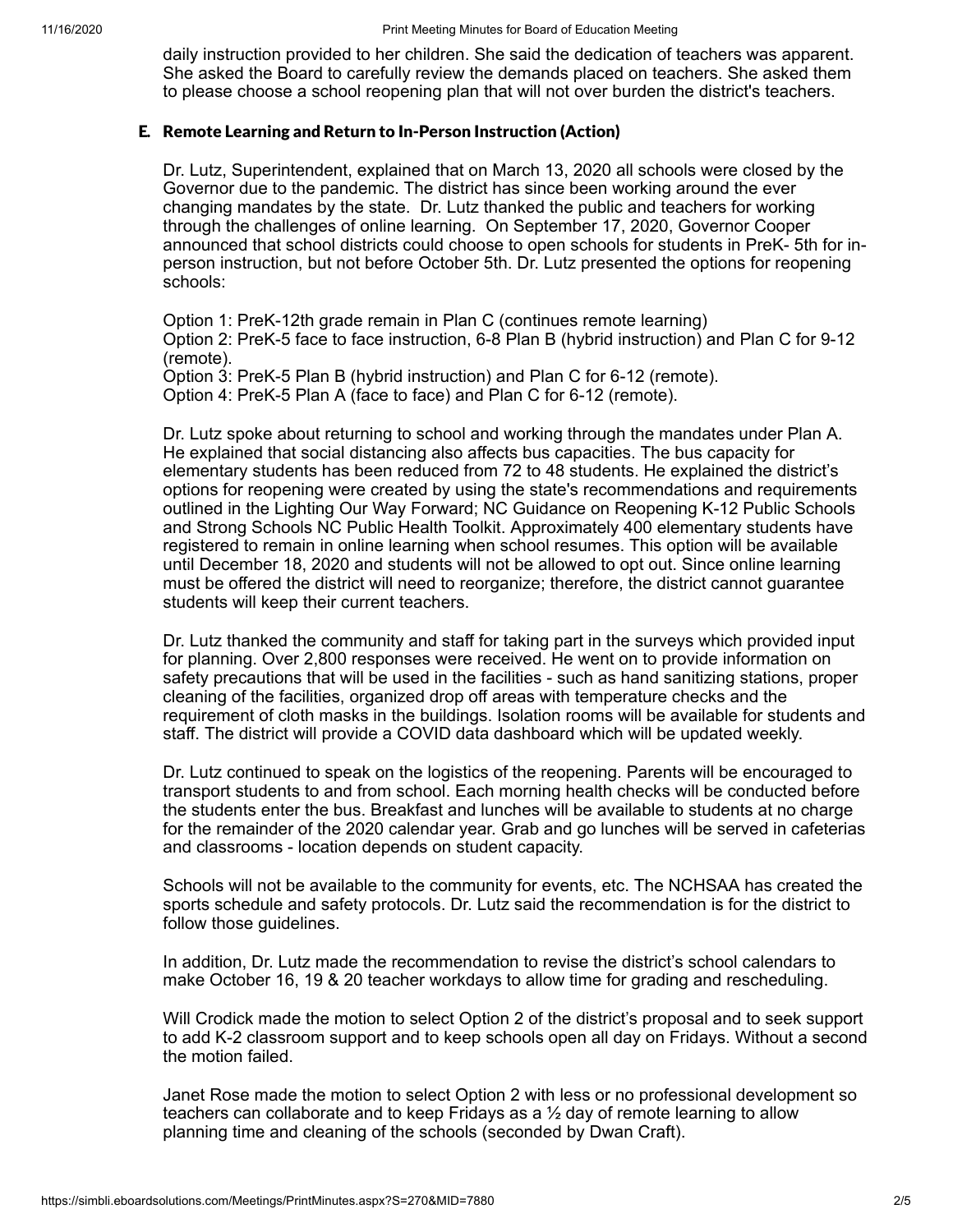daily instruction provided to her children. She said the dedication of teachers was apparent. She asked the Board to carefully review the demands placed on teachers. She asked them to please choose a school reopening plan that will not over burden the district's teachers.

### E. Remote Learning and Return to In-Person Instruction (Action)

Dr. Lutz, Superintendent, explained that on March 13, 2020 all schools were closed by the Governor due to the pandemic. The district has since been working around the ever changing mandates by the state. Dr. Lutz thanked the public and teachers for working through the challenges of online learning. On September 17, 2020, Governor Cooper announced that school districts could choose to open schools for students in PreK- 5th for in-person instruction, but not before October 5th. Dr. Lutz presented the options for reopening schools:

Option 1: PreK-12th grade remain in Plan C (continues remote learning)
Option 2: PreK-5 face to face instruction, 6-8 Plan B (hybrid instruction) and Plan C for 9-12 (remote).
Option 3: PreK-5 Plan B (hybrid instruction) and Plan C for 6-12 (remote).
Option 4: PreK-5 Plan A (face to face) and Plan C for 6-12 (remote).

Dr. Lutz spoke about returning to school and working through the mandates under Plan A. He explained that social distancing also affects bus capacities. The bus capacity for elementary students has been reduced from 72 to 48 students. He explained the district's options for reopening were created by using the state's recommendations and requirements outlined in the Lighting Our Way Forward; NC Guidance on Reopening K-12 Public Schools and Strong Schools NC Public Health Toolkit. Approximately 400 elementary students have registered to remain in online learning when school resumes. This option will be available until December 18, 2020 and students will not be allowed to opt out. Since online learning must be offered the district will need to reorganize; therefore, the district cannot guarantee students will keep their current teachers.

Dr. Lutz thanked the community and staff for taking part in the surveys which provided input for planning. Over 2,800 responses were received. He went on to provide information on safety precautions that will be used in the facilities - such as hand sanitizing stations, proper cleaning of the facilities, organized drop off areas with temperature checks and the requirement of cloth masks in the buildings. Isolation rooms will be available for students and staff. The district will provide a COVID data dashboard which will be updated weekly.

Dr. Lutz continued to speak on the logistics of the reopening. Parents will be encouraged to transport students to and from school. Each morning health checks will be conducted before the students enter the bus. Breakfast and lunches will be available to students at no charge for the remainder of the 2020 calendar year. Grab and go lunches will be served in cafeterias and classrooms - location depends on student capacity.

Schools will not be available to the community for events, etc. The NCHSAA has created the sports schedule and safety protocols. Dr. Lutz said the recommendation is for the district to follow those guidelines.

In addition, Dr. Lutz made the recommendation to revise the district's school calendars to make October 16, 19 & 20 teacher workdays to allow time for grading and rescheduling.

Will Crodick made the motion to select Option 2 of the district's proposal and to seek support to add K-2 classroom support and to keep schools open all day on Fridays. Without a second the motion failed.

Janet Rose made the motion to select Option 2 with less or no professional development so teachers can collaborate and to keep Fridays as a ½ day of remote learning to allow planning time and cleaning of the schools (seconded by Dwan Craft).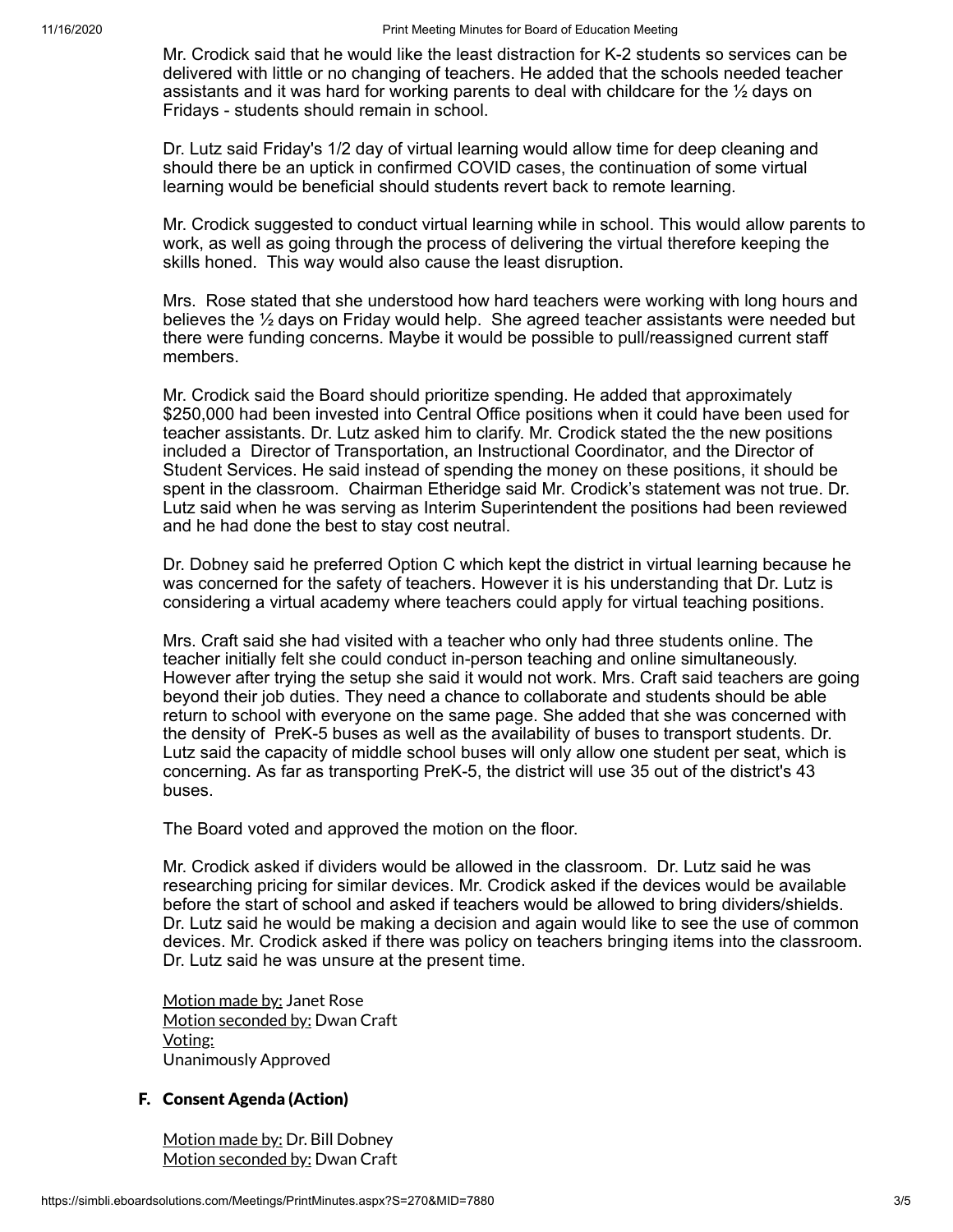Mr. Crodick said that he would like the least distraction for K-2 students so services can be delivered with little or no changing of teachers. He added that the schools needed teacher assistants and it was hard for working parents to deal with childcare for the ½ days on Fridays - students should remain in school.

Dr. Lutz said Friday's 1/2 day of virtual learning would allow time for deep cleaning and should there be an uptick in confirmed COVID cases, the continuation of some virtual learning would be beneficial should students revert back to remote learning.

Mr. Crodick suggested to conduct virtual learning while in school. This would allow parents to work, as well as going through the process of delivering the virtual therefore keeping the skills honed. This way would also cause the least disruption.

Mrs. Rose stated that she understood how hard teachers were working with long hours and believes the ½ days on Friday would help. She agreed teacher assistants were needed but there were funding concerns. Maybe it would be possible to pull/reassigned current staff members.

Mr. Crodick said the Board should prioritize spending. He added that approximately $250,000 had been invested into Central Office positions when it could have been used for teacher assistants. Dr. Lutz asked him to clarify. Mr. Crodick stated the the new positions included a Director of Transportation, an Instructional Coordinator, and the Director of Student Services. He said instead of spending the money on these positions, it should be spent in the classroom. Chairman Etheridge said Mr. Crodick's statement was not true. Dr. Lutz said when he was serving as Interim Superintendent the positions had been reviewed and he had done the best to stay cost neutral.

Dr. Dobney said he preferred Option C which kept the district in virtual learning because he was concerned for the safety of teachers. However it is his understanding that Dr. Lutz is considering a virtual academy where teachers could apply for virtual teaching positions.

Mrs. Craft said she had visited with a teacher who only had three students online. The teacher initially felt she could conduct in-person teaching and online simultaneously. However after trying the setup she said it would not work. Mrs. Craft said teachers are going beyond their job duties. They need a chance to collaborate and students should be able return to school with everyone on the same page. She added that she was concerned with the density of PreK-5 buses as well as the availability of buses to transport students. Dr. Lutz said the capacity of middle school buses will only allow one student per seat, which is concerning. As far as transporting PreK-5, the district will use 35 out of the district's 43 buses.

The Board voted and approved the motion on the floor.

Mr. Crodick asked if dividers would be allowed in the classroom. Dr. Lutz said he was researching pricing for similar devices. Mr. Crodick asked if the devices would be available before the start of school and asked if teachers would be allowed to bring dividers/shields. Dr. Lutz said he would be making a decision and again would like to see the use of common devices. Mr. Crodick asked if there was policy on teachers bringing items into the classroom. Dr. Lutz said he was unsure at the present time.

Motion made by: Janet Rose
Motion seconded by: Dwan Craft
Voting:
Unanimously Approved

### F. Consent Agenda (Action)

Motion made by: Dr. Bill Dobney
Motion seconded by: Dwan Craft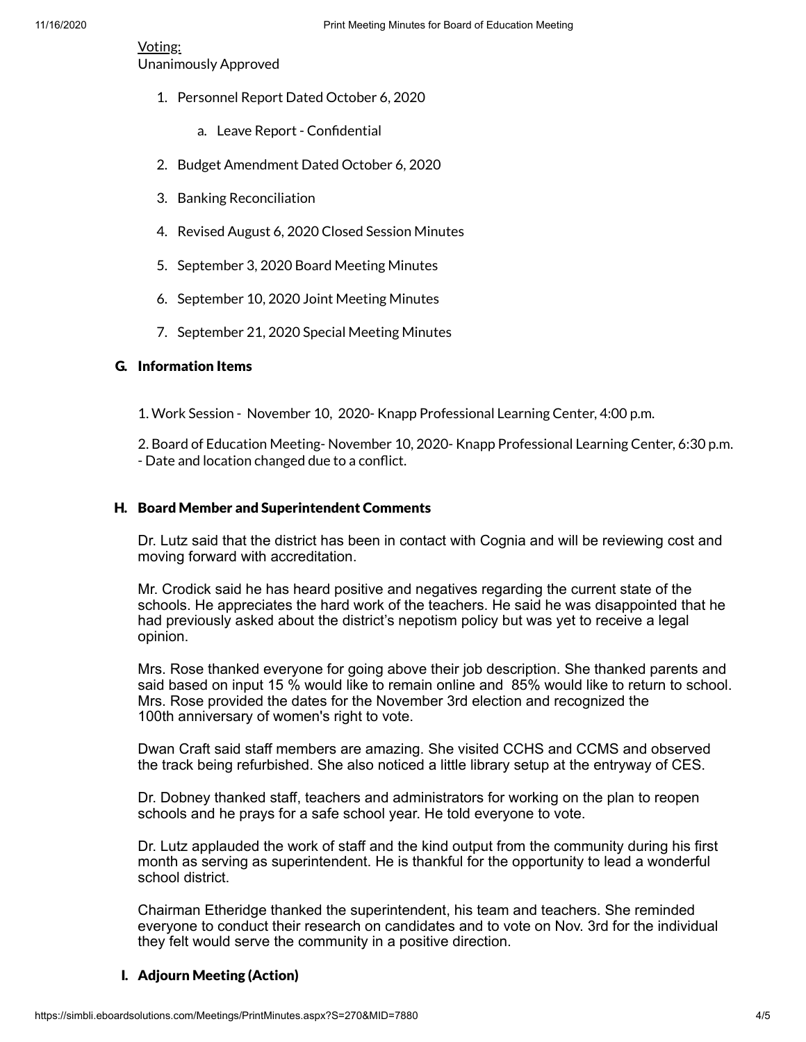Voting:
Unanimously Approved

1. Personnel Report Dated October 6, 2020
    a. Leave Report - Confidential
2. Budget Amendment Dated October 6, 2020
3. Banking Reconciliation
4. Revised August 6, 2020 Closed Session Minutes
5. September 3, 2020 Board Meeting Minutes
6. September 10, 2020 Joint Meeting Minutes
7. September 21, 2020 Special Meeting Minutes

### G. Information Items

1. Work Session - November 10, 2020- Knapp Professional Learning Center, 4:00 p.m.

2. Board of Education Meeting- November 10, 2020- Knapp Professional Learning Center, 6:30 p.m. - Date and location changed due to a conflict.

### H. Board Member and Superintendent Comments

Dr. Lutz said that the district has been in contact with Cognia and will be reviewing cost and moving forward with accreditation.

Mr. Crodick said he has heard positive and negatives regarding the current state of the schools. He appreciates the hard work of the teachers. He said he was disappointed that he had previously asked about the district's nepotism policy but was yet to receive a legal opinion.

Mrs. Rose thanked everyone for going above their job description. She thanked parents and said based on input 15 % would like to remain online and 85% would like to return to school. Mrs. Rose provided the dates for the November 3rd election and recognized the 100th anniversary of women's right to vote.

Dwan Craft said staff members are amazing. She visited CCHS and CCMS and observed the track being refurbished. She also noticed a little library setup at the entryway of CES.

Dr. Dobney thanked staff, teachers and administrators for working on the plan to reopen schools and he prays for a safe school year. He told everyone to vote.

Dr. Lutz applauded the work of staff and the kind output from the community during his first month as serving as superintendent. He is thankful for the opportunity to lead a wonderful school district.

Chairman Etheridge thanked the superintendent, his team and teachers. She reminded everyone to conduct their research on candidates and to vote on Nov. 3rd for the individual they felt would serve the community in a positive direction.

### I. Adjourn Meeting (Action)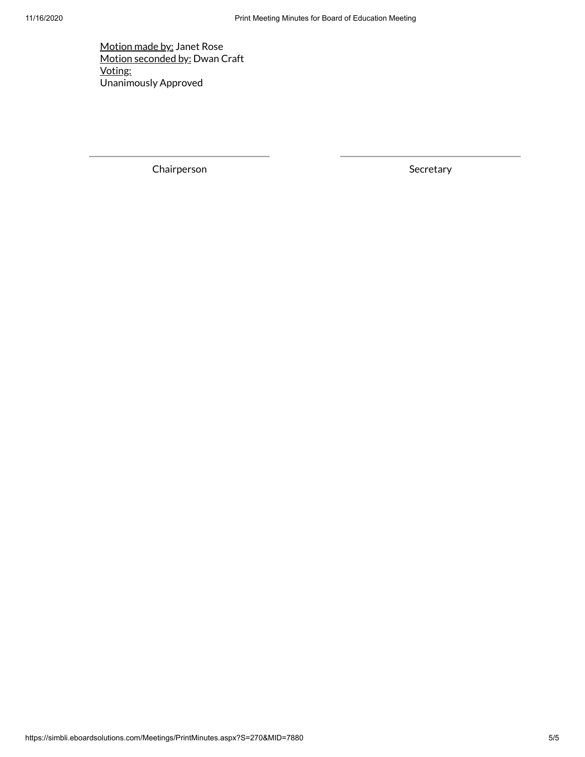<u>Motion made by:</u> Janet Rose
<u>Motion seconded by:</u> Dwan Craft
<u>Voting:</u>
Unanimously Approved

| | |
|---|---|
| _______________________ | _______________________ |
| Chairperson | Secretary |